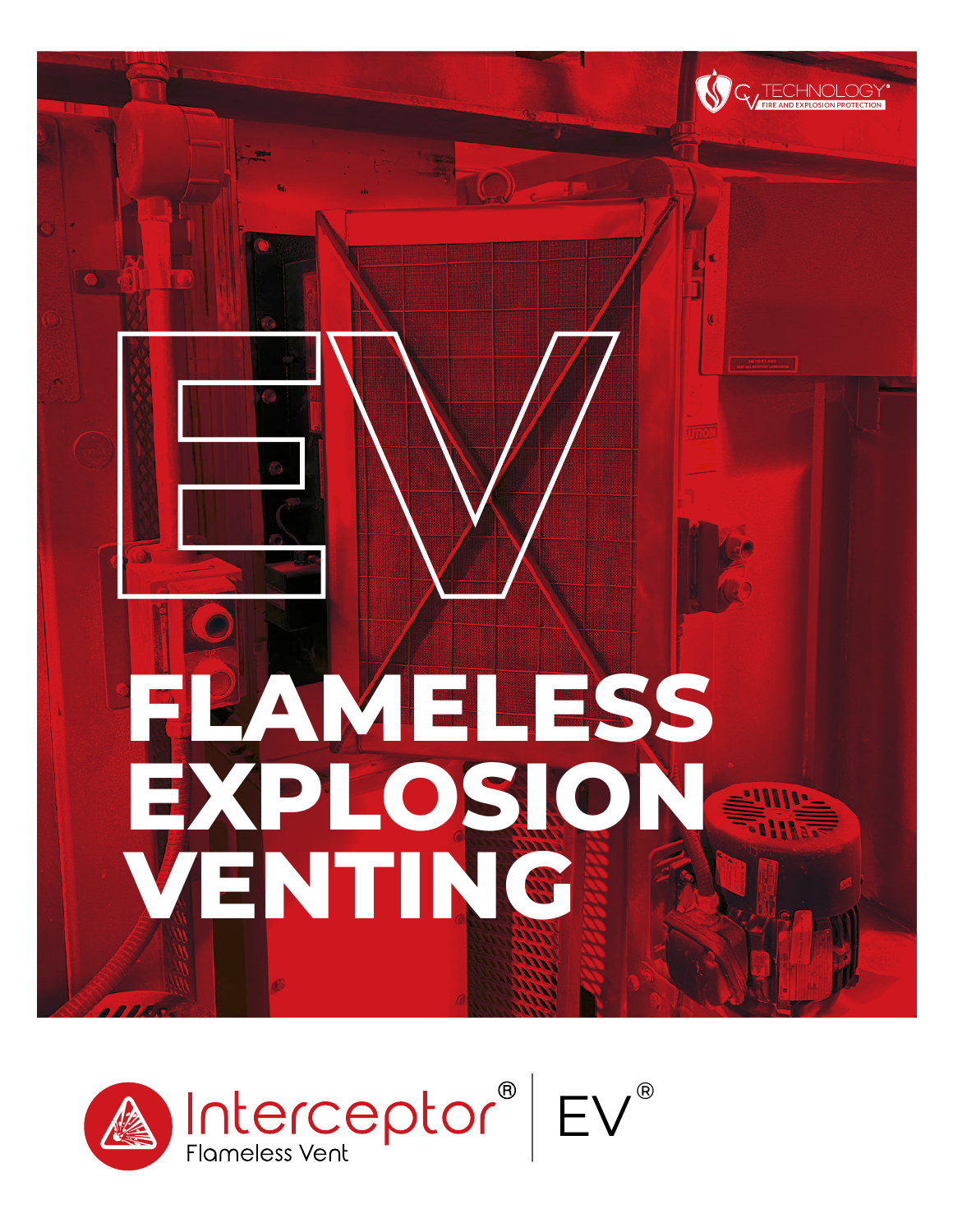CV TECHNOLOGY® FIRE AND EXPLOSION PROTECTION

# EV

# FLAMELESS EXPLOSION VENTING

Interceptor® Flameless Vent | EV®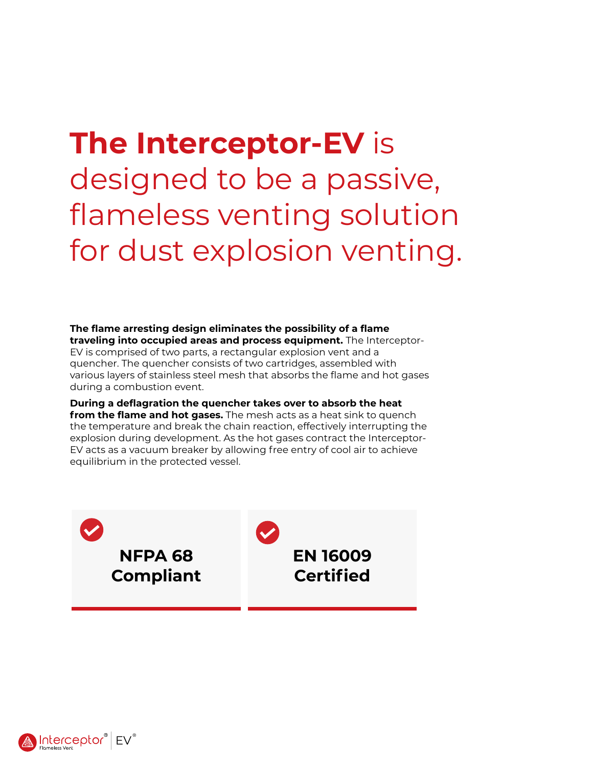# **The Interceptor-EV** is designed to be a passive, flameless venting solution for dust explosion venting.

**The flame arresting design eliminates the possibility of a flame traveling into occupied areas and process equipment.** The Interceptor-EV is comprised of two parts, a rectangular explosion vent and a quencher. The quencher consists of two cartridges, assembled with various layers of stainless steel mesh that absorbs the flame and hot gases during a combustion event.

**During a deflagration the quencher takes over to absorb the heat from the flame and hot gases.** The mesh acts as a heat sink to quench the temperature and break the chain reaction, effectively interrupting the explosion during development. As the hot gases contract the Interceptor-EV acts as a vacuum breaker by allowing free entry of cool air to achieve equilibrium in the protected vessel.

**NFPA 68 Compliant**

**EN 16009 Certified**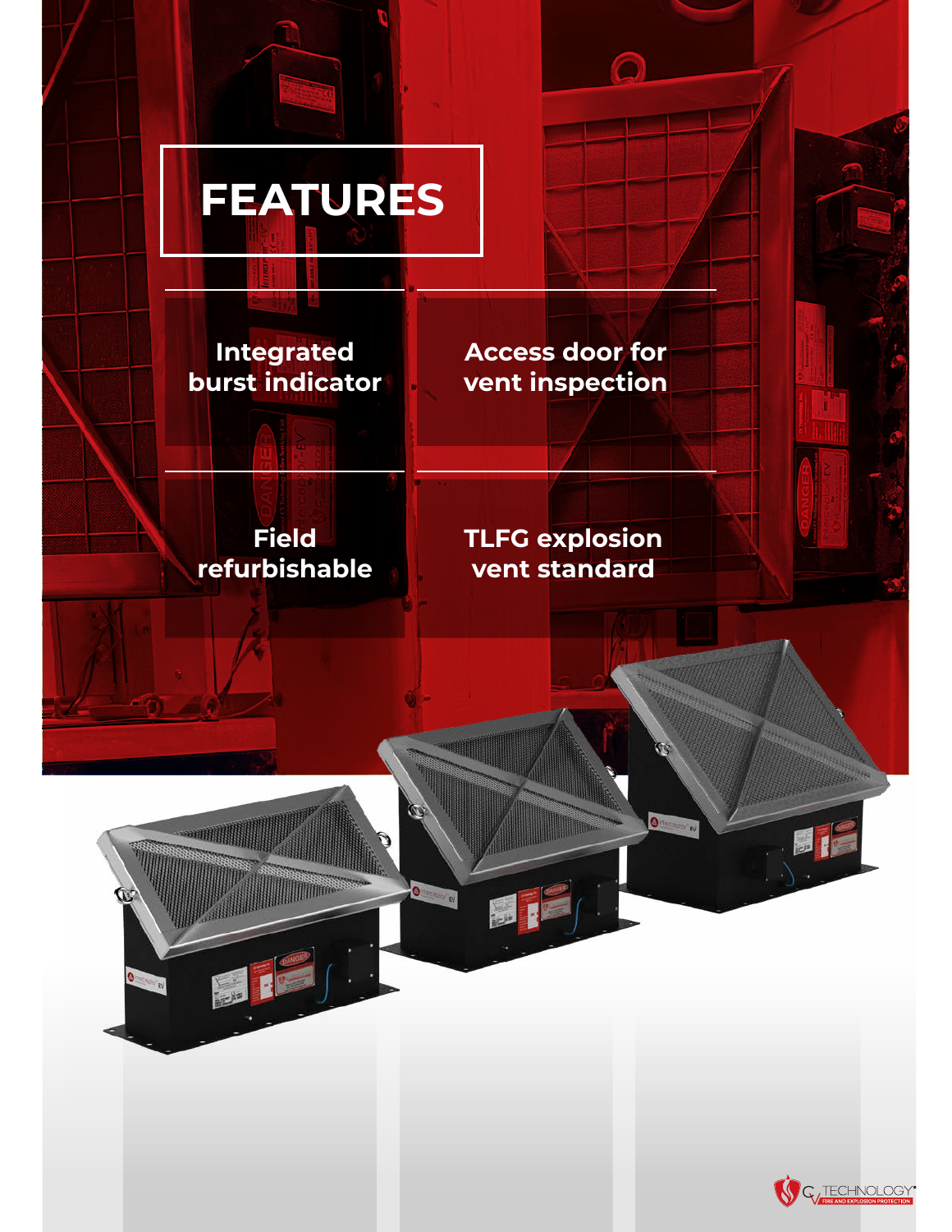# FEATURES

**Integrated burst indicator**

**Access door for vent inspection**

**Field refurbishable**

**TLFG explosion vent standard**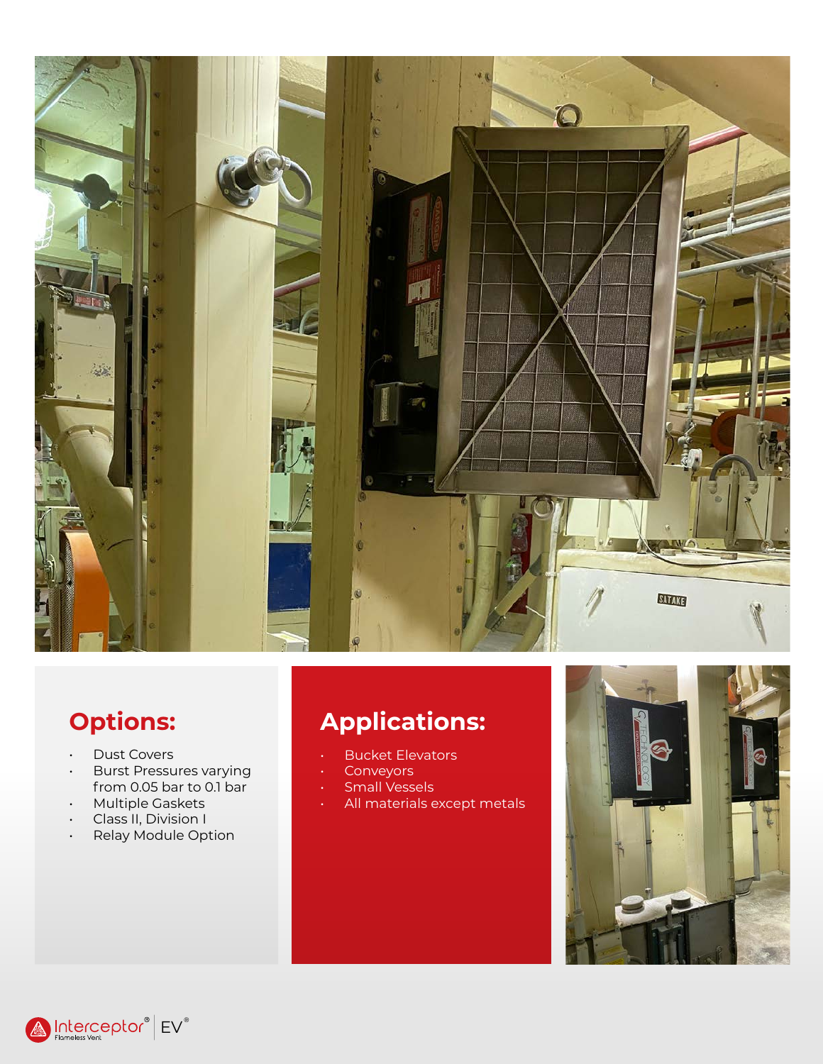## Options:

- Dust Covers
- Burst Pressures varying from 0.05 bar to 0.1 bar
- Multiple Gaskets
- Class II, Division I
- Relay Module Option

## Applications:

- Bucket Elevators
- Conveyors
- Small Vessels
- All materials except metals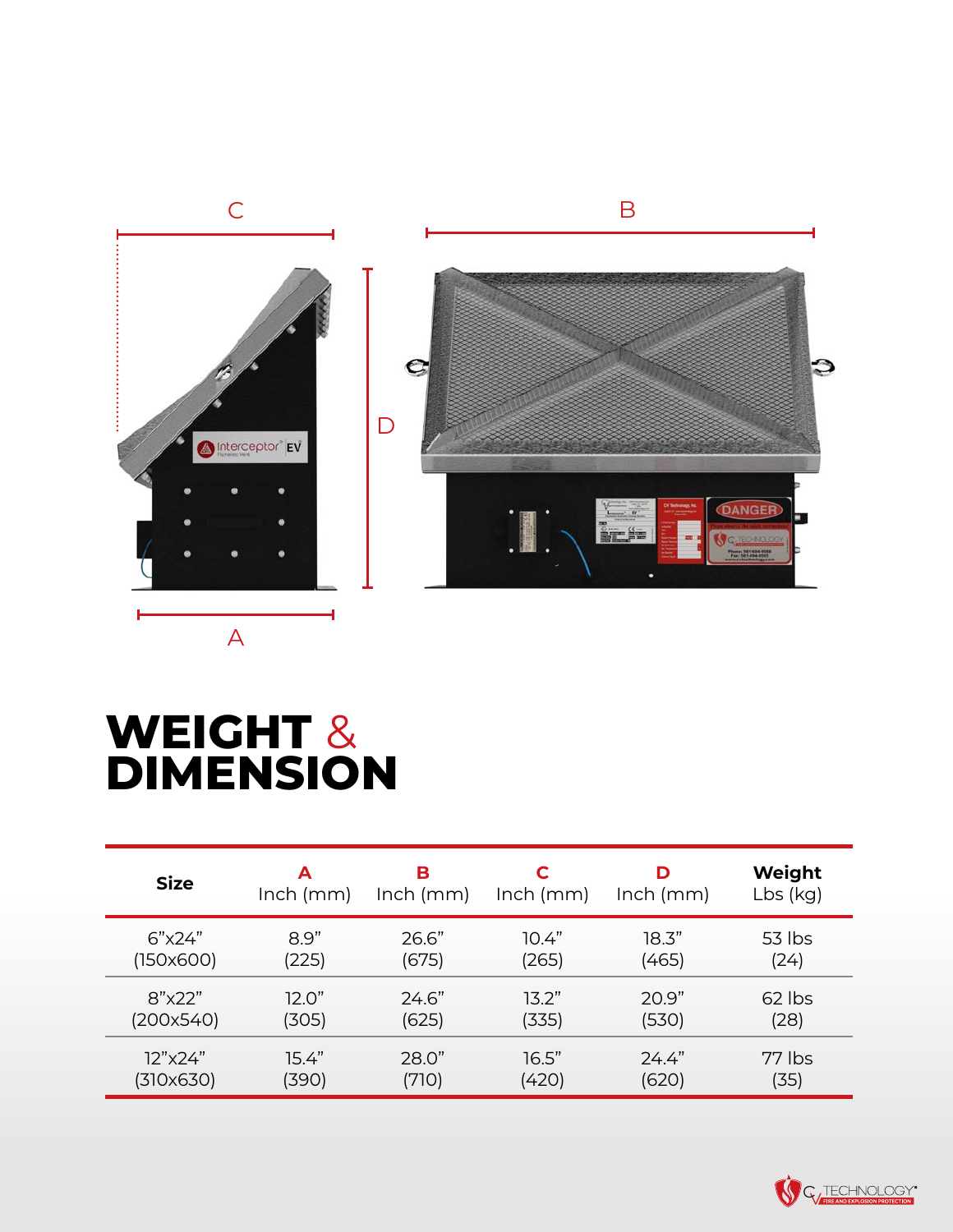# WEIGHT & DIMENSION

| Size | A Inch (mm) | B Inch (mm) | C Inch (mm) | D Inch (mm) | Weight Lbs (kg) |
|---|---|---|---|---|---|
| 6"x24" (150x600) | 8.9" (225) | 26.6" (675) | 10.4" (265) | 18.3" (465) | 53 lbs (24) |
| 8"x22" (200x540) | 12.0" (305) | 24.6" (625) | 13.2" (335) | 20.9" (530) | 62 lbs (28) |
| 12"x24" (310x630) | 15.4" (390) | 28.0" (710) | 16.5" (420) | 24.4" (620) | 77 lbs (35) |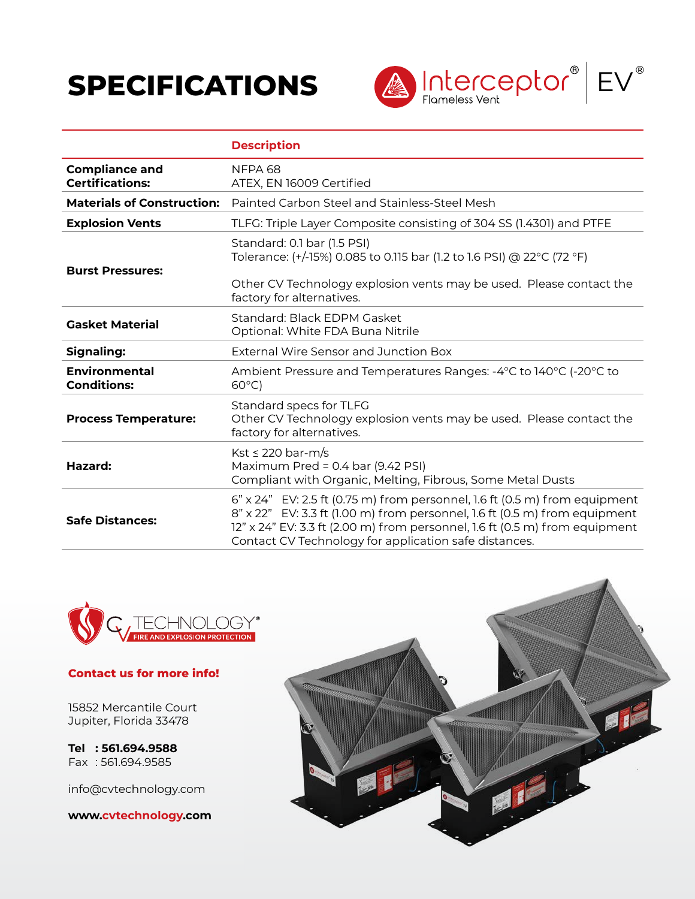# SPECIFICATIONS

Interceptor® Flameless Vent | EV®

| | Description |
|---|---|
| **Compliance and Certifications:** | NFPA 68<br>ATEX, EN 16009 Certified |
| **Materials of Construction:** | Painted Carbon Steel and Stainless-Steel Mesh |
| **Explosion Vents** | TLFG: Triple Layer Composite consisting of 304 SS (1.4301) and PTFE |
| **Burst Pressures:** | Standard: 0.1 bar (1.5 PSI)<br>Tolerance: (+/-15%) 0.085 to 0.115 bar (1.2 to 1.6 PSI) @ 22°C (72 °F)<br><br>Other CV Technology explosion vents may be used. Please contact the factory for alternatives. |
| **Gasket Material** | Standard: Black EDPM Gasket<br>Optional: White FDA Buna Nitrile |
| **Signaling:** | External Wire Sensor and Junction Box |
| **Environmental Conditions:** | Ambient Pressure and Temperatures Ranges: -4°C to 140°C (-20°C to 60°C) |
| **Process Temperature:** | Standard specs for TLFG<br>Other CV Technology explosion vents may be used. Please contact the factory for alternatives. |
| **Hazard:** | Kst ≤ 220 bar-m/s<br>Maximum Pred = 0.4 bar (9.42 PSI)<br>Compliant with Organic, Melting, Fibrous, Some Metal Dusts |
| **Safe Distances:** | 6" x 24" EV: 2.5 ft (0.75 m) from personnel, 1.6 ft (0.5 m) from equipment<br>8" x 22" EV: 3.3 ft (1.00 m) from personnel, 1.6 ft (0.5 m) from equipment<br>12" x 24" EV: 3.3 ft (2.00 m) from personnel, 1.6 ft (0.5 m) from equipment<br>Contact CV Technology for application safe distances. |

CV TECHNOLOGY®
FIRE AND EXPLOSION PROTECTION

**Contact us for more info!**

15852 Mercantile Court
Jupiter, Florida 33478

**Tel : 561.694.9588**
Fax : 561.694.9585

info@cvtechnology.com

**www.cvtechnology.com**